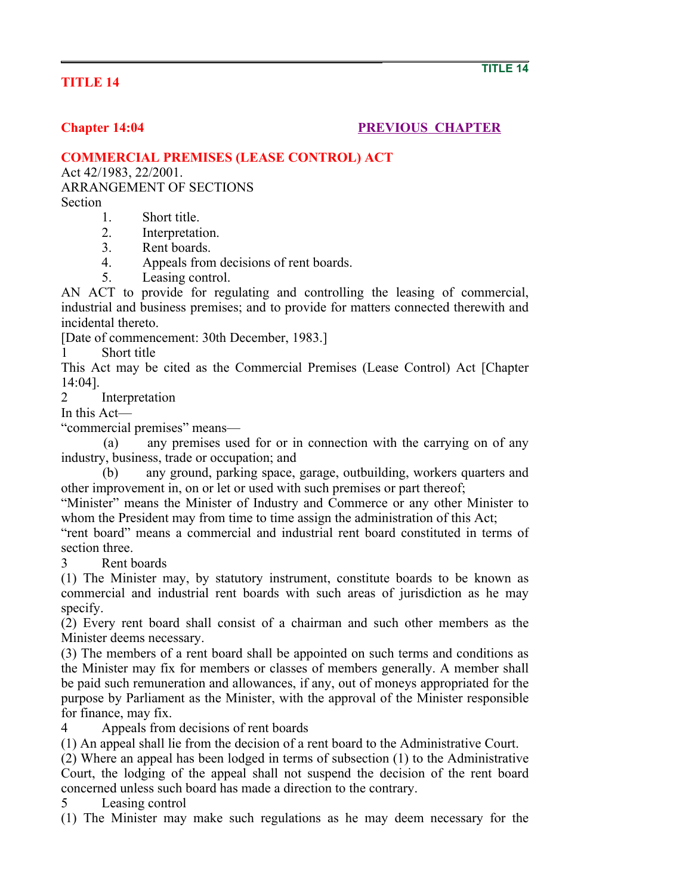# TITLE 14

## Chapter 14:04

PREVIOUS CHAPTER

## COMMERCIAL PREMISES (LEASE CONTROL) ACT

Act 42/1983, 22/2001.

ARRANGEMENT OF SECTIONS

Section

1. Short title.
2. Interpretation.
3. Rent boards.
4. Appeals from decisions of rent boards.
5. Leasing control.

AN ACT to provide for regulating and controlling the leasing of commercial, industrial and business premises; and to provide for matters connected therewith and incidental thereto.

[Date of commencement: 30th December, 1983.]

1 Short title

This Act may be cited as the Commercial Premises (Lease Control) Act [Chapter 14:04].

2 Interpretation

In this Act—

"commercial premises" means—

(a) any premises used for or in connection with the carrying on of any industry, business, trade or occupation; and

(b) any ground, parking space, garage, outbuilding, workers quarters and other improvement in, on or let or used with such premises or part thereof;

"Minister" means the Minister of Industry and Commerce or any other Minister to whom the President may from time to time assign the administration of this Act;

"rent board" means a commercial and industrial rent board constituted in terms of section three.

3 Rent boards

(1) The Minister may, by statutory instrument, constitute boards to be known as commercial and industrial rent boards with such areas of jurisdiction as he may specify.

(2) Every rent board shall consist of a chairman and such other members as the Minister deems necessary.

(3) The members of a rent board shall be appointed on such terms and conditions as the Minister may fix for members or classes of members generally. A member shall be paid such remuneration and allowances, if any, out of moneys appropriated for the purpose by Parliament as the Minister, with the approval of the Minister responsible for finance, may fix.

4 Appeals from decisions of rent boards

(1) An appeal shall lie from the decision of a rent board to the Administrative Court.

(2) Where an appeal has been lodged in terms of subsection (1) to the Administrative Court, the lodging of the appeal shall not suspend the decision of the rent board concerned unless such board has made a direction to the contrary.

5 Leasing control

(1) The Minister may make such regulations as he may deem necessary for the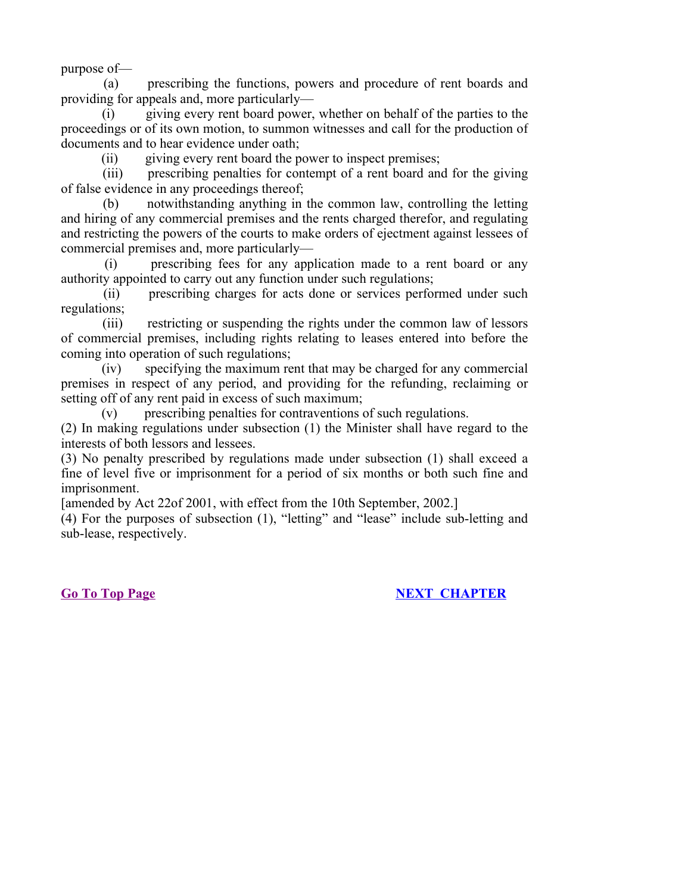purpose of—

(a) prescribing the functions, powers and procedure of rent boards and providing for appeals and, more particularly—

(i) giving every rent board power, whether on behalf of the parties to the proceedings or of its own motion, to summon witnesses and call for the production of documents and to hear evidence under oath;

(ii) giving every rent board the power to inspect premises;

(iii) prescribing penalties for contempt of a rent board and for the giving of false evidence in any proceedings thereof;

(b) notwithstanding anything in the common law, controlling the letting and hiring of any commercial premises and the rents charged therefor, and regulating and restricting the powers of the courts to make orders of ejectment against lessees of commercial premises and, more particularly—

(i) prescribing fees for any application made to a rent board or any authority appointed to carry out any function under such regulations;

(ii) prescribing charges for acts done or services performed under such regulations;

(iii) restricting or suspending the rights under the common law of lessors of commercial premises, including rights relating to leases entered into before the coming into operation of such regulations;

(iv) specifying the maximum rent that may be charged for any commercial premises in respect of any period, and providing for the refunding, reclaiming or setting off of any rent paid in excess of such maximum;

(v) prescribing penalties for contraventions of such regulations.

(2) In making regulations under subsection (1) the Minister shall have regard to the interests of both lessors and lessees.

(3) No penalty prescribed by regulations made under subsection (1) shall exceed a fine of level five or imprisonment for a period of six months or both such fine and imprisonment.

[amended by Act 22of 2001, with effect from the 10th September, 2002.]

(4) For the purposes of subsection (1), "letting" and "lease" include sub-letting and sub-lease, respectively.

**Go To Top Page** **NEXT CHAPTER**